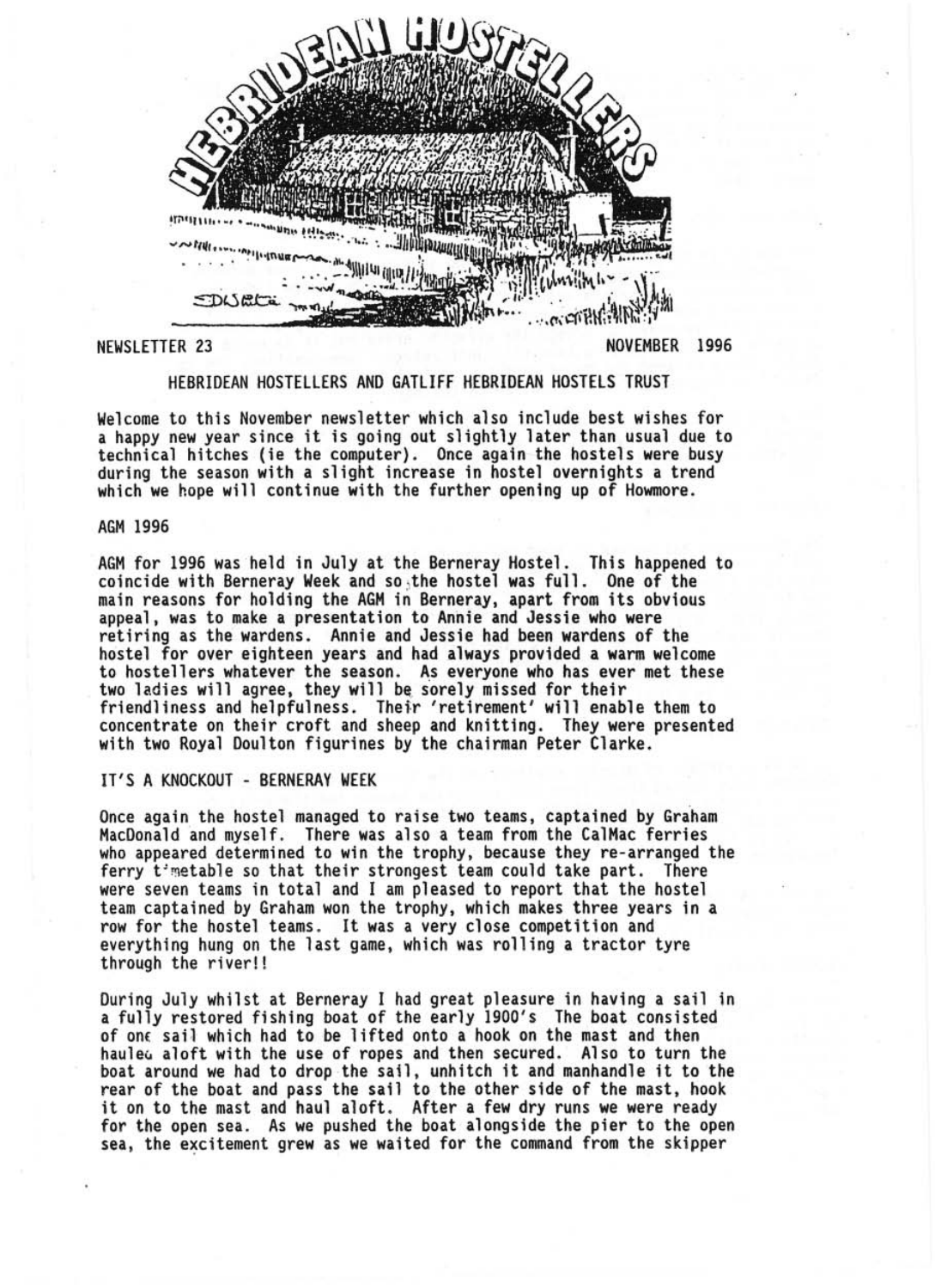# HEBRIDEAN HOSTELLERS

NEWSLETTER 23 — NOVEMBER 1996

## HEBRIDEAN HOSTELLERS AND GATLIFF HEBRIDEAN HOSTELS TRUST

Welcome to this November newsletter which also include best wishes for a happy new year since it is going out slightly later than usual due to technical hitches (ie the computer). Once again the hostels were busy during the season with a slight increase in hostel overnights a trend which we hope will continue with the further opening up of Howmore.

### AGM 1996

AGM for 1996 was held in July at the Berneray Hostel. This happened to coincide with Berneray Week and so the hostel was full. One of the main reasons for holding the AGM in Berneray, apart from its obvious appeal, was to make a presentation to Annie and Jessie who were retiring as the wardens. Annie and Jessie had been wardens of the hostel for over eighteen years and had always provided a warm welcome to hostellers whatever the season. As everyone who has ever met these two ladies will agree, they will be sorely missed for their friendliness and helpfulness. Their 'retirement' will enable them to concentrate on their croft and sheep and knitting. They were presented with two Royal Doulton figurines by the chairman Peter Clarke.

### IT'S A KNOCKOUT - BERNERAY WEEK

Once again the hostel managed to raise two teams, captained by Graham MacDonald and myself. There was also a team from the CalMac ferries who appeared determined to win the trophy, because they re-arranged the ferry timetable so that their strongest team could take part. There were seven teams in total and I am pleased to report that the hostel team captained by Graham won the trophy, which makes three years in a row for the hostel teams. It was a very close competition and everything hung on the last game, which was rolling a tractor tyre through the river!!

During July whilst at Berneray I had great pleasure in having a sail in a fully restored fishing boat of the early 1900's The boat consisted of one sail which had to be lifted onto a hook on the mast and then hauled aloft with the use of ropes and then secured. Also to turn the boat around we had to drop the sail, unhitch it and manhandle it to the rear of the boat and pass the sail to the other side of the mast, hook it on to the mast and haul aloft. After a few dry runs we were ready for the open sea. As we pushed the boat alongside the pier to the open sea, the excitement grew as we waited for the command from the skipper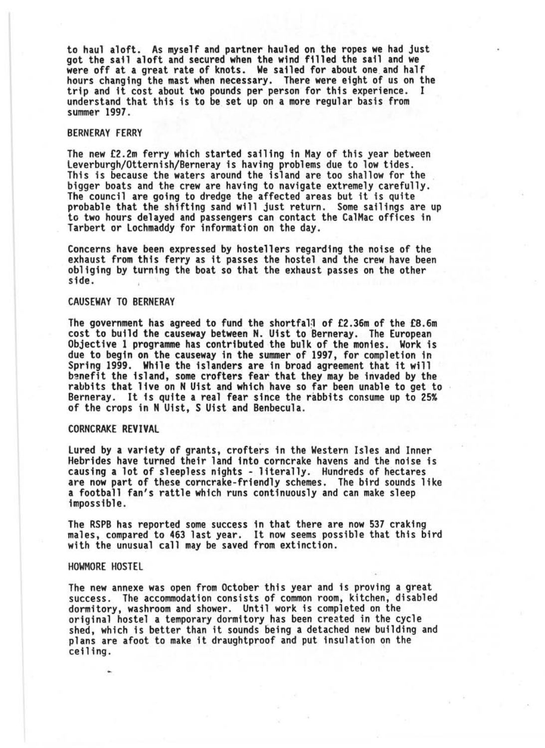to haul aloft. As myself and partner hauled on the ropes we had just got the sail aloft and secured when the wind filled the sail and we were off at a great rate of knots. We sailed for about one and half hours changing the mast when necessary. There were eight of us on the trip and it cost about two pounds per person for this experience. I understand that this is to be set up on a more regular basis from summer 1997.

## BERNERAY FERRY

The new £2.2m ferry which started sailing in May of this year between Leverburgh/Otternish/Berneray is having problems due to low tides. This is because the waters around the island are too shallow for the bigger boats and the crew are having to navigate extremely carefully. The council are going to dredge the affected areas but it is quite probable that the shifting sand will just return. Some sailings are up to two hours delayed and passengers can contact the CalMac offices in Tarbert or Lochmaddy for information on the day.

Concerns have been expressed by hostellers regarding the noise of the exhaust from this ferry as it passes the hostel and the crew have been obliging by turning the boat so that the exhaust passes on the other side.

## CAUSEWAY TO BERNERAY

The government has agreed to fund the shortfall of £2.36m of the £8.6m cost to build the causeway between N. Uist to Berneray. The European Objective 1 programme has contributed the bulk of the monies. Work is due to begin on the causeway in the summer of 1997, for completion in Spring 1999. While the islanders are in broad agreement that it will benefit the island, some crofters fear that they may be invaded by the rabbits that live on N Uist and which have so far been unable to get to Berneray. It is quite a real fear since the rabbits consume up to 25% of the crops in N Uist, S Uist and Benbecula.

## CORNCRAKE REVIVAL

Lured by a variety of grants, crofters in the Western Isles and Inner Hebrides have turned their land into corncrake havens and the noise is causing a lot of sleepless nights - literally. Hundreds of hectares are now part of these corncrake-friendly schemes. The bird sounds like a football fan's rattle which runs continuously and can make sleep impossible.

The RSPB has reported some success in that there are now 537 craking males, compared to 463 last year. It now seems possible that this bird with the unusual call may be saved from extinction.

## HOWMORE HOSTEL

The new annexe was open from October this year and is proving a great success. The accommodation consists of common room, kitchen, disabled dormitory, washroom and shower. Until work is completed on the original hostel a temporary dormitory has been created in the cycle shed, which is better than it sounds being a detached new building and plans are afoot to make it draughtproof and put insulation on the ceiling.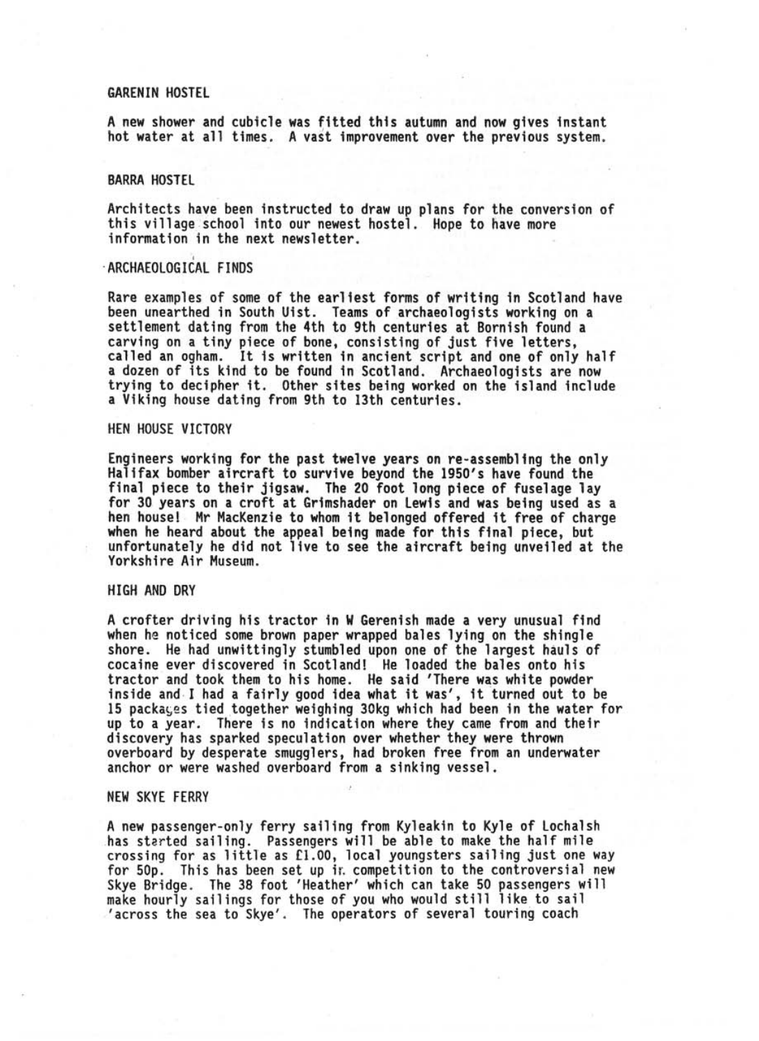## GARENIN HOSTEL

A new shower and cubicle was fitted this autumn and now gives instant hot water at all times. A vast improvement over the previous system.

## BARRA HOSTEL

Architects have been instructed to draw up plans for the conversion of this village school into our newest hostel. Hope to have more information in the next newsletter.

## ARCHAEOLOGICAL FINDS

Rare examples of some of the earliest forms of writing in Scotland have been unearthed in South Uist. Teams of archaeologists working on a settlement dating from the 4th to 9th centuries at Bornish found a carving on a tiny piece of bone, consisting of just five letters, called an ogham. It is written in ancient script and one of only half a dozen of its kind to be found in Scotland. Archaeologists are now trying to decipher it. Other sites being worked on the island include a Viking house dating from 9th to 13th centuries.

## HEN HOUSE VICTORY

Engineers working for the past twelve years on re-assembling the only Halifax bomber aircraft to survive beyond the 1950's have found the final piece to their jigsaw. The 20 foot long piece of fuselage lay for 30 years on a croft at Grimshader on Lewis and was being used as a hen house! Mr MacKenzie to whom it belonged offered it free of charge when he heard about the appeal being made for this final piece, but unfortunately he did not live to see the aircraft being unveiled at the Yorkshire Air Museum.

## HIGH AND DRY

A crofter driving his tractor in W Gerenish made a very unusual find when he noticed some brown paper wrapped bales lying on the shingle shore. He had unwittingly stumbled upon one of the largest hauls of cocaine ever discovered in Scotland! He loaded the bales onto his tractor and took them to his home. He said 'There was white powder inside and I had a fairly good idea what it was', it turned out to be 15 packages tied together weighing 30kg which had been in the water for up to a year. There is no indication where they came from and their discovery has sparked speculation over whether they were thrown overboard by desperate smugglers, had broken free from an underwater anchor or were washed overboard from a sinking vessel.

## NEW SKYE FERRY

A new passenger-only ferry sailing from Kyleakin to Kyle of Lochalsh has started sailing. Passengers will be able to make the half mile crossing for as little as £1.00, local youngsters sailing just one way for 50p. This has been set up in competition to the controversial new Skye Bridge. The 38 foot 'Heather' which can take 50 passengers will make hourly sailings for those of you who would still like to sail 'across the sea to Skye'. The operators of several touring coach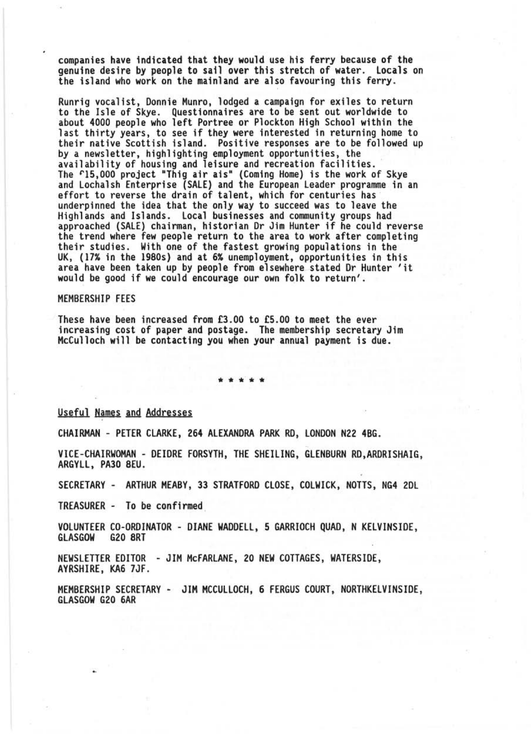companies have indicated that they would use his ferry because of the genuine desire by people to sail over this stretch of water. Locals on the island who work on the mainland are also favouring this ferry.

Runrig vocalist, Donnie Munro, lodged a campaign for exiles to return to the Isle of Skye. Questionnaires are to be sent out worldwide to about 4000 people who left Portree or Plockton High School within the last thirty years, to see if they were interested in returning home to their native Scottish island. Positive responses are to be followed up by a newsletter, highlighting employment opportunities, the availability of housing and leisure and recreation facilities. The £15,000 project "Thig air ais" (Coming Home) is the work of Skye and Lochalsh Enterprise (SALE) and the European Leader programme in an effort to reverse the drain of talent, which for centuries has underpinned the idea that the only way to succeed was to leave the Highlands and Islands. Local businesses and community groups had approached (SALE) chairman, historian Dr Jim Hunter if he could reverse the trend where few people return to the area to work after completing their studies. With one of the fastest growing populations in the UK, (17% in the 1980s) and at 6% unemployment, opportunities in this area have been taken up by people from elsewhere stated Dr Hunter 'it would be good if we could encourage our own folk to return'.

MEMBERSHIP FEES

These have been increased from £3.00 to £5.00 to meet the ever increasing cost of paper and postage. The membership secretary Jim McCulloch will be contacting you when your annual payment is due.

\* \* \* \* \*

Useful Names and Addresses

CHAIRMAN - PETER CLARKE, 264 ALEXANDRA PARK RD, LONDON N22 4BG.

VICE-CHAIRWOMAN - DEIDRE FORSYTH, THE SHEILING, GLENBURN RD, ARDRISHAIG, ARGYLL, PA30 8EU.

SECRETARY - ARTHUR MEABY, 33 STRATFORD CLOSE, COLWICK, NOTTS, NG4 2DL

TREASURER - To be confirmed

VOLUNTEER CO-ORDINATOR - DIANE WADDELL, 5 GARRIOCH QUAD, N KELVINSIDE, GLASGOW G20 8RT

NEWSLETTER EDITOR - JIM McFARLANE, 20 NEW COTTAGES, WATERSIDE, AYRSHIRE, KA6 7JF.

MEMBERSHIP SECRETARY - JIM MCCULLOCH, 6 FERGUS COURT, NORTHKELVINSIDE, GLASGOW G20 6AR